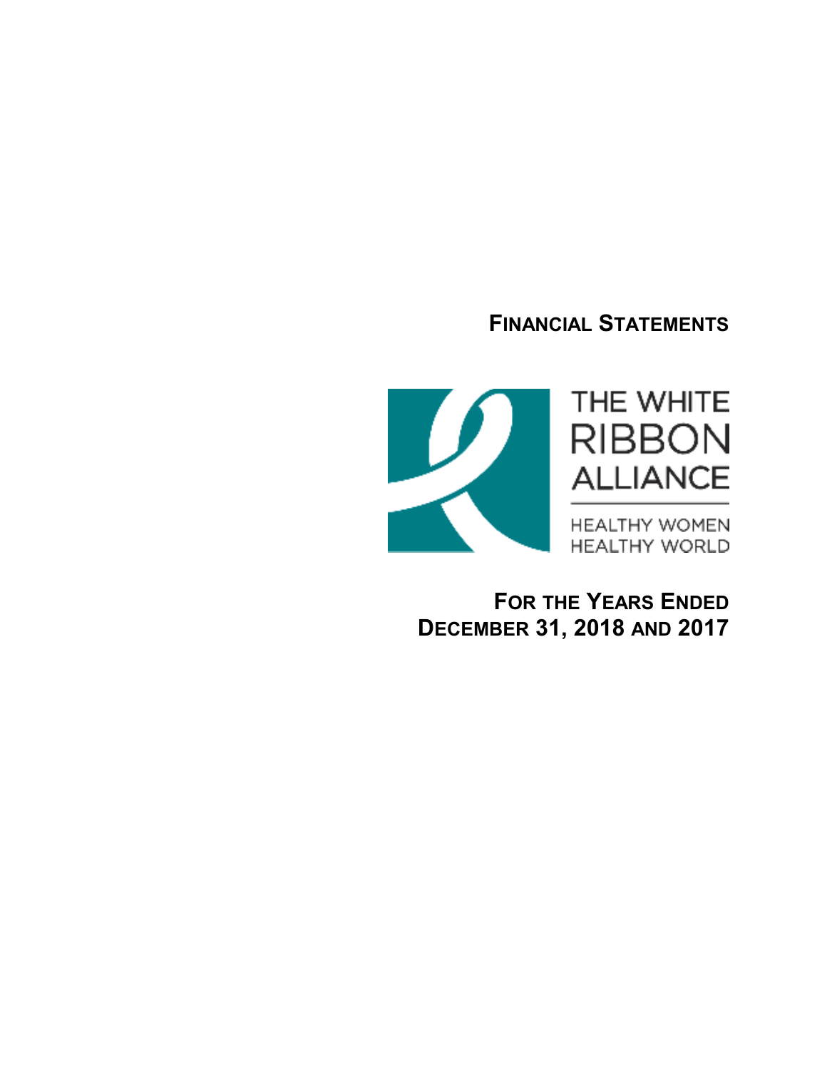# Financial Statements

THE WHITE RIBBON ALLIANCE

HEALTHY WOMEN HEALTHY WORLD

## For the Years Ended December 31, 2018 and 2017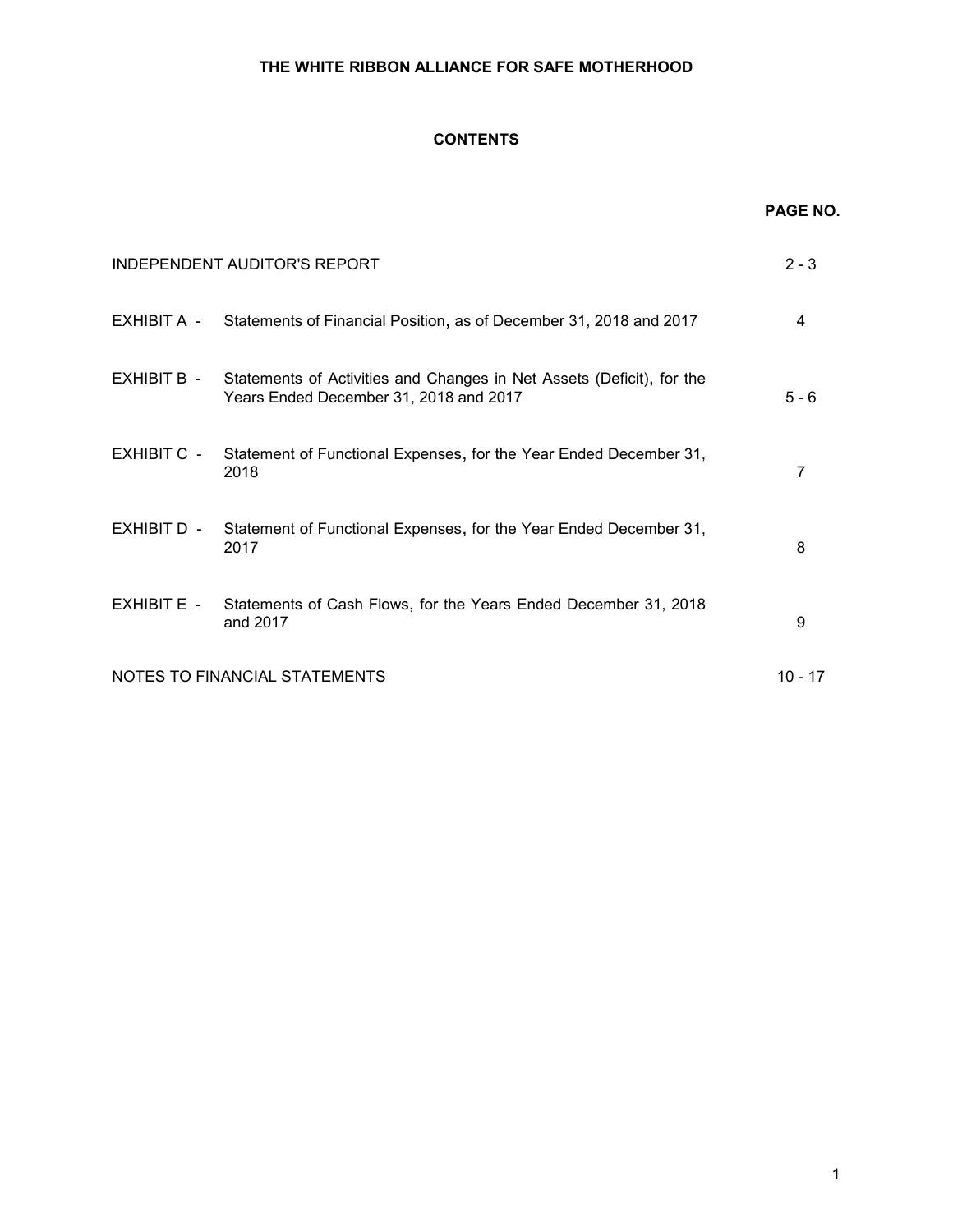# THE WHITE RIBBON ALLIANCE FOR SAFE MOTHERHOOD

## CONTENTS

| | | PAGE NO. |
|---|---|---|
| INDEPENDENT AUDITOR'S REPORT | | 2 - 3 |
| EXHIBIT A - | Statements of Financial Position, as of December 31, 2018 and 2017 | 4 |
| EXHIBIT B - | Statements of Activities and Changes in Net Assets (Deficit), for the Years Ended December 31, 2018 and 2017 | 5 - 6 |
| EXHIBIT C - | Statement of Functional Expenses, for the Year Ended December 31, 2018 | 7 |
| EXHIBIT D - | Statement of Functional Expenses, for the Year Ended December 31, 2017 | 8 |
| EXHIBIT E - | Statements of Cash Flows, for the Years Ended December 31, 2018 and 2017 | 9 |
| NOTES TO FINANCIAL STATEMENTS | | 10 - 17 |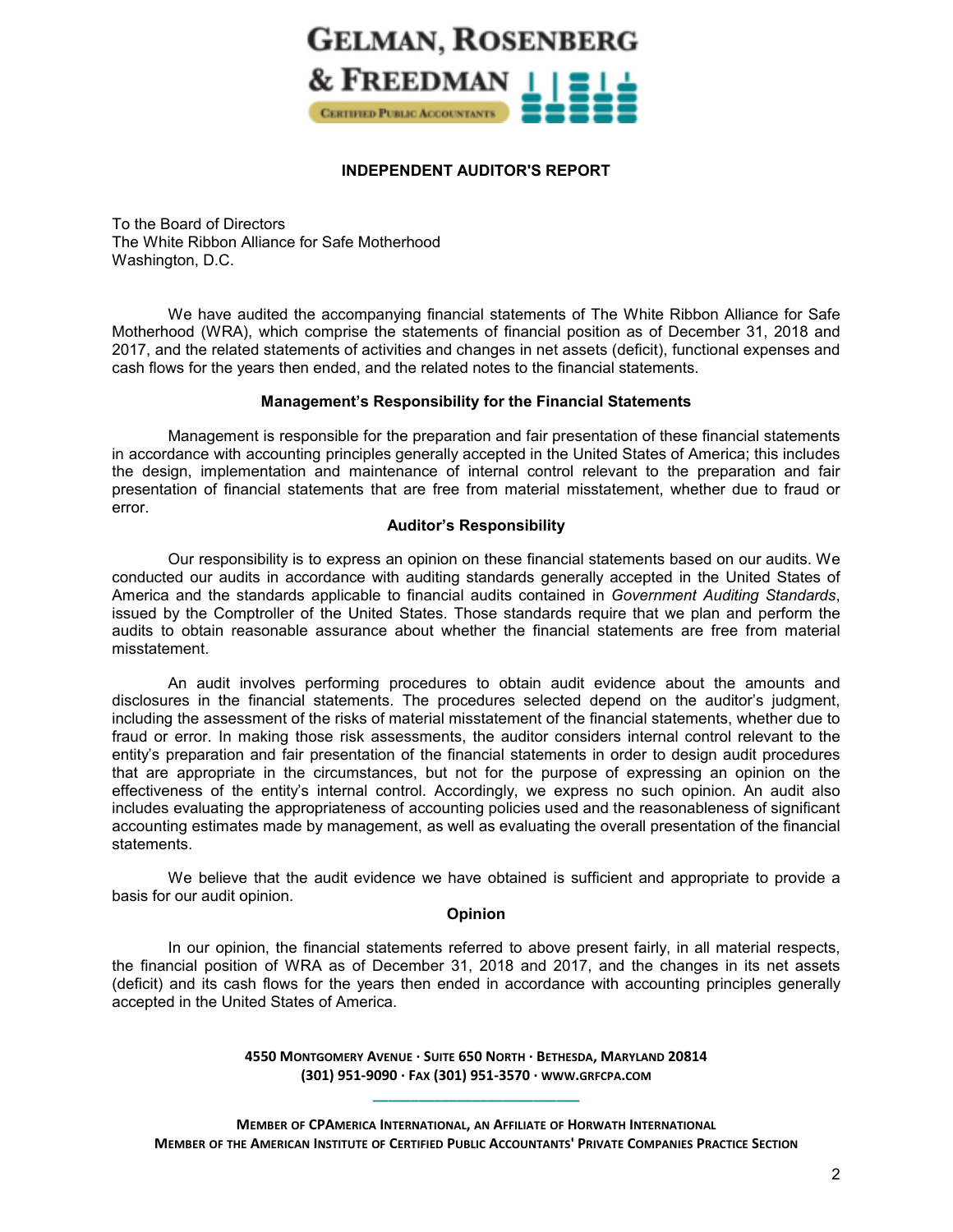GELMAN, ROSENBERG & FREEDMAN
CERTIFIED PUBLIC ACCOUNTANTS

## INDEPENDENT AUDITOR'S REPORT

To the Board of Directors
The White Ribbon Alliance for Safe Motherhood
Washington, D.C.

We have audited the accompanying financial statements of The White Ribbon Alliance for Safe Motherhood (WRA), which comprise the statements of financial position as of December 31, 2018 and 2017, and the related statements of activities and changes in net assets (deficit), functional expenses and cash flows for the years then ended, and the related notes to the financial statements.

### Management's Responsibility for the Financial Statements

Management is responsible for the preparation and fair presentation of these financial statements in accordance with accounting principles generally accepted in the United States of America; this includes the design, implementation and maintenance of internal control relevant to the preparation and fair presentation of financial statements that are free from material misstatement, whether due to fraud or error.

### Auditor's Responsibility

Our responsibility is to express an opinion on these financial statements based on our audits. We conducted our audits in accordance with auditing standards generally accepted in the United States of America and the standards applicable to financial audits contained in *Government Auditing Standards*, issued by the Comptroller of the United States. Those standards require that we plan and perform the audits to obtain reasonable assurance about whether the financial statements are free from material misstatement.

An audit involves performing procedures to obtain audit evidence about the amounts and disclosures in the financial statements. The procedures selected depend on the auditor's judgment, including the assessment of the risks of material misstatement of the financial statements, whether due to fraud or error. In making those risk assessments, the auditor considers internal control relevant to the entity's preparation and fair presentation of the financial statements in order to design audit procedures that are appropriate in the circumstances, but not for the purpose of expressing an opinion on the effectiveness of the entity's internal control. Accordingly, we express no such opinion. An audit also includes evaluating the appropriateness of accounting policies used and the reasonableness of significant accounting estimates made by management, as well as evaluating the overall presentation of the financial statements.

We believe that the audit evidence we have obtained is sufficient and appropriate to provide a basis for our audit opinion.

### Opinion

In our opinion, the financial statements referred to above present fairly, in all material respects, the financial position of WRA as of December 31, 2018 and 2017, and the changes in its net assets (deficit) and its cash flows for the years then ended in accordance with accounting principles generally accepted in the United States of America.

4550 MONTGOMERY AVENUE · SUITE 650 NORTH · BETHESDA, MARYLAND 20814
(301) 951-9090 · FAX (301) 951-3570 · WWW.GRFCPA.COM

MEMBER OF CPAMERICA INTERNATIONAL, AN AFFILIATE OF HORWATH INTERNATIONAL
MEMBER OF THE AMERICAN INSTITUTE OF CERTIFIED PUBLIC ACCOUNTANTS' PRIVATE COMPANIES PRACTICE SECTION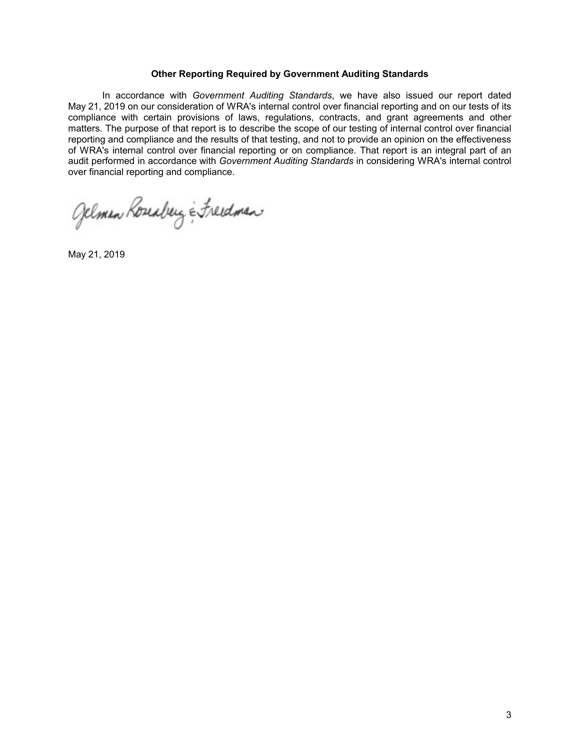**Other Reporting Required by Government Auditing Standards**

In accordance with *Government Auditing Standards*, we have also issued our report dated May 21, 2019 on our consideration of WRA's internal control over financial reporting and on our tests of its compliance with certain provisions of laws, regulations, contracts, and grant agreements and other matters. The purpose of that report is to describe the scope of our testing of internal control over financial reporting and compliance and the results of that testing, and not to provide an opinion on the effectiveness of WRA's internal control over financial reporting or on compliance. That report is an integral part of an audit performed in accordance with *Government Auditing Standards* in considering WRA's internal control over financial reporting and compliance.

Gelman Rosenberg & Freedman

May 21, 2019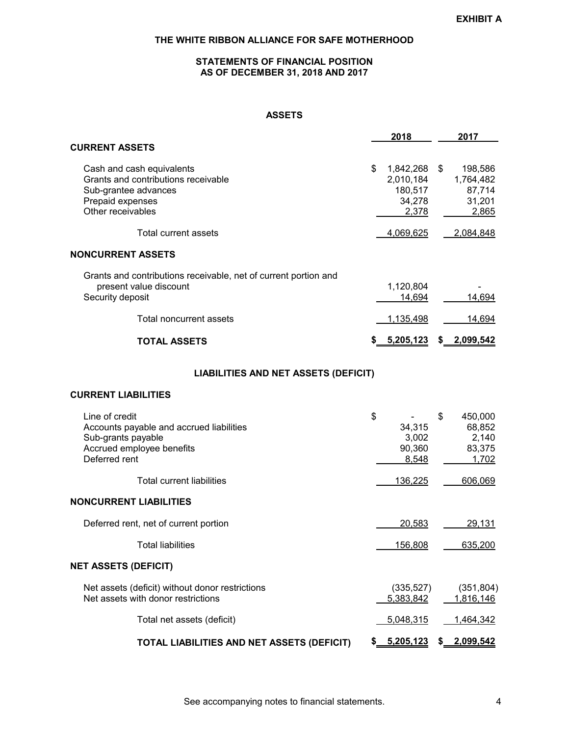**EXHIBIT A**

# THE WHITE RIBBON ALLIANCE FOR SAFE MOTHERHOOD

## STATEMENTS OF FINANCIAL POSITION
## AS OF DECEMBER 31, 2018 AND 2017

### ASSETS

| | 2018 | 2017 |
|---|---|---|
| **CURRENT ASSETS** | | |
| Cash and cash equivalents | $ 1,842,268 | $ 198,586 |
| Grants and contributions receivable | 2,010,184 | 1,764,482 |
| Sub-grantee advances | 180,517 | 87,714 |
| Prepaid expenses | 34,278 | 31,201 |
| Other receivables | 2,378 | 2,865 |
| Total current assets | 4,069,625 | 2,084,848 |
| **NONCURRENT ASSETS** | | |
| Grants and contributions receivable, net of current portion and present value discount | 1,120,804 | - |
| Security deposit | 14,694 | 14,694 |
| Total noncurrent assets | 1,135,498 | 14,694 |
| **TOTAL ASSETS** | **$ 5,205,123** | **$ 2,099,542** |

### LIABILITIES AND NET ASSETS (DEFICIT)

| | 2018 | 2017 |
|---|---|---|
| **CURRENT LIABILITIES** | | |
| Line of credit | $ - | $ 450,000 |
| Accounts payable and accrued liabilities | 34,315 | 68,852 |
| Sub-grants payable | 3,002 | 2,140 |
| Accrued employee benefits | 90,360 | 83,375 |
| Deferred rent | 8,548 | 1,702 |
| Total current liabilities | 136,225 | 606,069 |
| **NONCURRENT LIABILITIES** | | |
| Deferred rent, net of current portion | 20,583 | 29,131 |
| Total liabilities | 156,808 | 635,200 |
| **NET ASSETS (DEFICIT)** | | |
| Net assets (deficit) without donor restrictions | (335,527) | (351,804) |
| Net assets with donor restrictions | 5,383,842 | 1,816,146 |
| Total net assets (deficit) | 5,048,315 | 1,464,342 |
| **TOTAL LIABILITIES AND NET ASSETS (DEFICIT)** | **$ 5,205,123** | **$ 2,099,542** |

See accompanying notes to financial statements.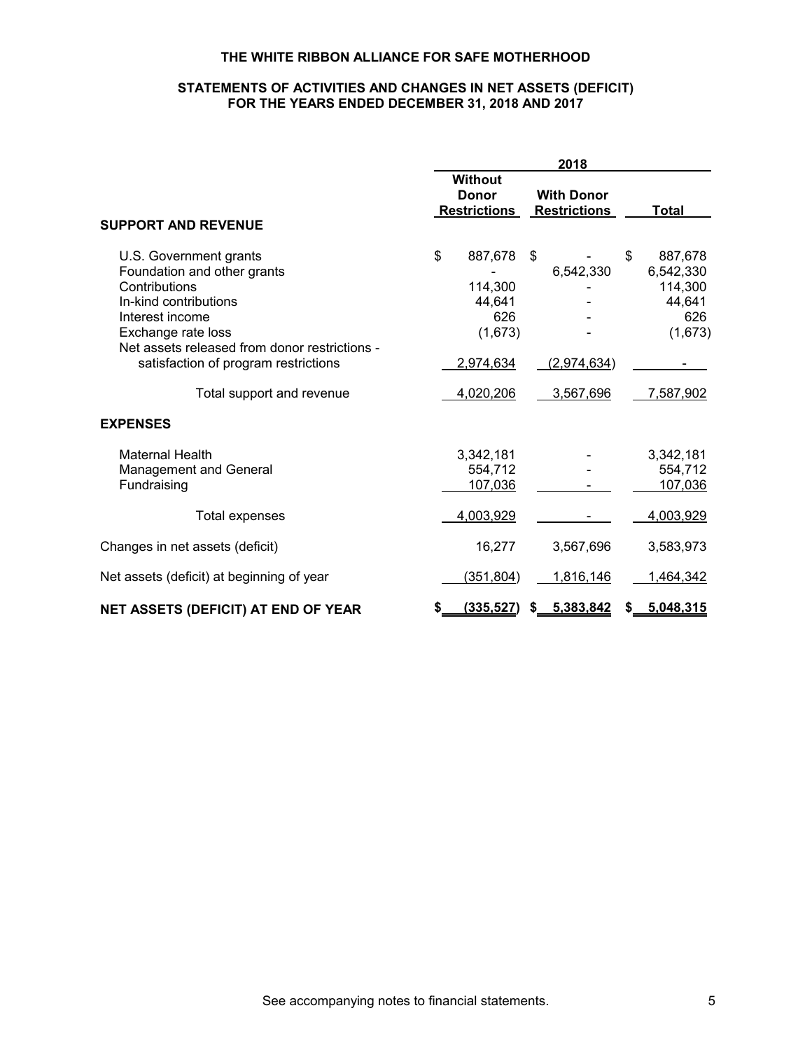# THE WHITE RIBBON ALLIANCE FOR SAFE MOTHERHOOD

## STATEMENTS OF ACTIVITIES AND CHANGES IN NET ASSETS (DEFICIT) FOR THE YEARS ENDED DECEMBER 31, 2018 AND 2017

| | 2018 | | |
|---|---|---|---|
| | Without Donor Restrictions | With Donor Restrictions | Total |
| **SUPPORT AND REVENUE** | | | |
| U.S. Government grants | $ 887,678 | $ - | $ 887,678 |
| Foundation and other grants | - | 6,542,330 | 6,542,330 |
| Contributions | 114,300 | - | 114,300 |
| In-kind contributions | 44,641 | - | 44,641 |
| Interest income | 626 | - | 626 |
| Exchange rate loss | (1,673) | - | (1,673) |
| Net assets released from donor restrictions - satisfaction of program restrictions | 2,974,634 | (2,974,634) | - |
| Total support and revenue | 4,020,206 | 3,567,696 | 7,587,902 |
| **EXPENSES** | | | |
| Maternal Health | 3,342,181 | - | 3,342,181 |
| Management and General | 554,712 | - | 554,712 |
| Fundraising | 107,036 | - | 107,036 |
| Total expenses | 4,003,929 | - | 4,003,929 |
| Changes in net assets (deficit) | 16,277 | 3,567,696 | 3,583,973 |
| Net assets (deficit) at beginning of year | (351,804) | 1,816,146 | 1,464,342 |
| **NET ASSETS (DEFICIT) AT END OF YEAR** | **$ (335,527)** | **$ 5,383,842** | **$ 5,048,315** |

See accompanying notes to financial statements.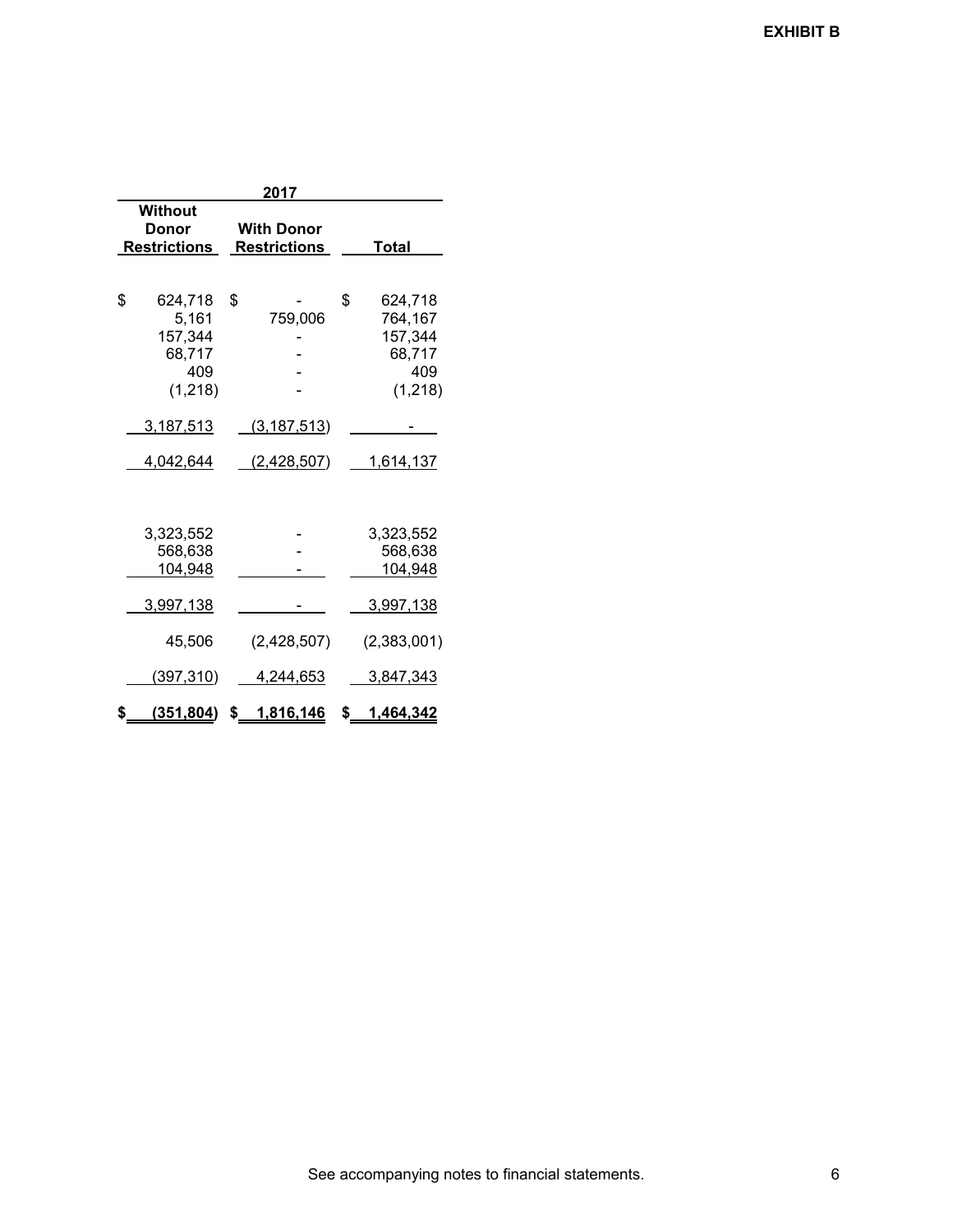**EXHIBIT B**

| 2017 | | |
|---|---|---|
| Without Donor Restrictions | With Donor Restrictions | Total |
| $ 624,718 | $ - | $ 624,718 |
| 5,161 | 759,006 | 764,167 |
| 157,344 | - | 157,344 |
| 68,717 | - | 68,717 |
| 409 | - | 409 |
| (1,218) | - | (1,218) |
| 3,187,513 | (3,187,513) | - |
| 4,042,644 | (2,428,507) | 1,614,137 |
| | | |
| 3,323,552 | - | 3,323,552 |
| 568,638 | - | 568,638 |
| 104,948 | - | 104,948 |
| 3,997,138 | - | 3,997,138 |
| 45,506 | (2,428,507) | (2,383,001) |
| (397,310) | 4,244,653 | 3,847,343 |
| **$ (351,804)** | **$ 1,816,146** | **$ 1,464,342** |

See accompanying notes to financial statements.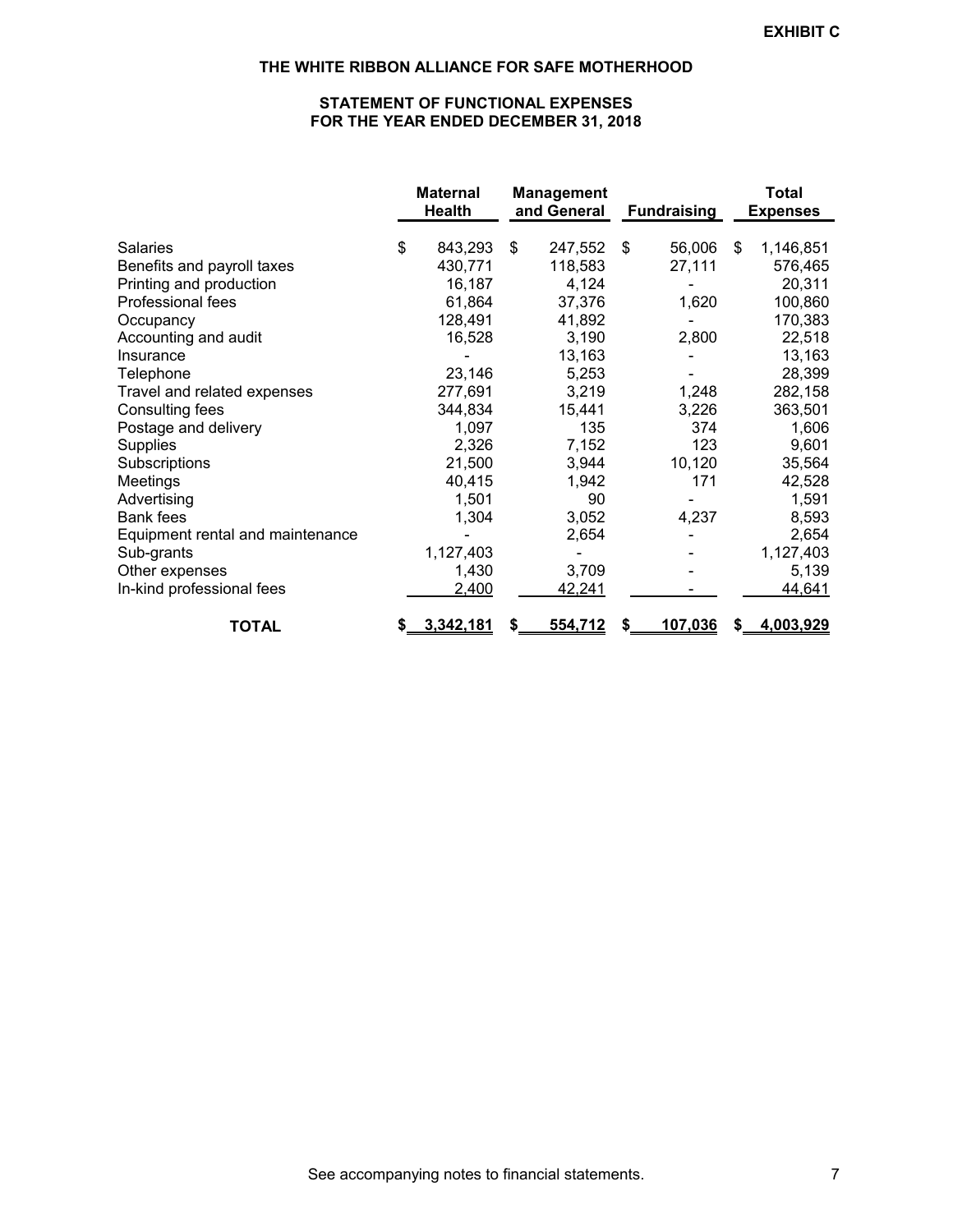**EXHIBIT C**

# THE WHITE RIBBON ALLIANCE FOR SAFE MOTHERHOOD

## STATEMENT OF FUNCTIONAL EXPENSES
## FOR THE YEAR ENDED DECEMBER 31, 2018

| | Maternal Health | Management and General | Fundraising | Total Expenses |
|---|---|---|---|---|
| Salaries | $ 843,293 | $ 247,552 | $ 56,006 | $ 1,146,851 |
| Benefits and payroll taxes | 430,771 | 118,583 | 27,111 | 576,465 |
| Printing and production | 16,187 | 4,124 | - | 20,311 |
| Professional fees | 61,864 | 37,376 | 1,620 | 100,860 |
| Occupancy | 128,491 | 41,892 | - | 170,383 |
| Accounting and audit | 16,528 | 3,190 | 2,800 | 22,518 |
| Insurance | - | 13,163 | - | 13,163 |
| Telephone | 23,146 | 5,253 | - | 28,399 |
| Travel and related expenses | 277,691 | 3,219 | 1,248 | 282,158 |
| Consulting fees | 344,834 | 15,441 | 3,226 | 363,501 |
| Postage and delivery | 1,097 | 135 | 374 | 1,606 |
| Supplies | 2,326 | 7,152 | 123 | 9,601 |
| Subscriptions | 21,500 | 3,944 | 10,120 | 35,564 |
| Meetings | 40,415 | 1,942 | 171 | 42,528 |
| Advertising | 1,501 | 90 | - | 1,591 |
| Bank fees | 1,304 | 3,052 | 4,237 | 8,593 |
| Equipment rental and maintenance | - | 2,654 | - | 2,654 |
| Sub-grants | 1,127,403 | - | - | 1,127,403 |
| Other expenses | 1,430 | 3,709 | - | 5,139 |
| In-kind professional fees | 2,400 | 42,241 | - | 44,641 |
| **TOTAL** | **$ 3,342,181** | **$ 554,712** | **$ 107,036** | **$ 4,003,929** |

See accompanying notes to financial statements.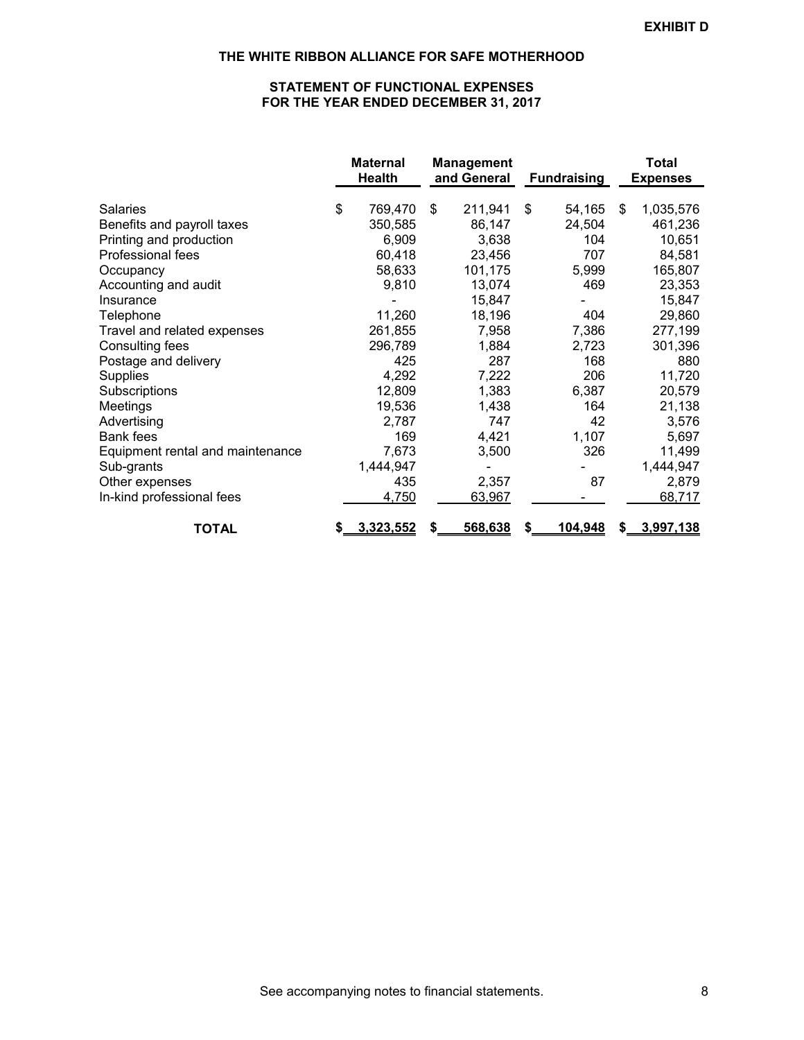**EXHIBIT D**

# THE WHITE RIBBON ALLIANCE FOR SAFE MOTHERHOOD

## STATEMENT OF FUNCTIONAL EXPENSES
## FOR THE YEAR ENDED DECEMBER 31, 2017

| | Maternal Health | Management and General | Fundraising | Total Expenses |
|---|---|---|---|---|
| Salaries | $ 769,470 | $ 211,941 | $ 54,165 | $ 1,035,576 |
| Benefits and payroll taxes | 350,585 | 86,147 | 24,504 | 461,236 |
| Printing and production | 6,909 | 3,638 | 104 | 10,651 |
| Professional fees | 60,418 | 23,456 | 707 | 84,581 |
| Occupancy | 58,633 | 101,175 | 5,999 | 165,807 |
| Accounting and audit | 9,810 | 13,074 | 469 | 23,353 |
| Insurance | - | 15,847 | - | 15,847 |
| Telephone | 11,260 | 18,196 | 404 | 29,860 |
| Travel and related expenses | 261,855 | 7,958 | 7,386 | 277,199 |
| Consulting fees | 296,789 | 1,884 | 2,723 | 301,396 |
| Postage and delivery | 425 | 287 | 168 | 880 |
| Supplies | 4,292 | 7,222 | 206 | 11,720 |
| Subscriptions | 12,809 | 1,383 | 6,387 | 20,579 |
| Meetings | 19,536 | 1,438 | 164 | 21,138 |
| Advertising | 2,787 | 747 | 42 | 3,576 |
| Bank fees | 169 | 4,421 | 1,107 | 5,697 |
| Equipment rental and maintenance | 7,673 | 3,500 | 326 | 11,499 |
| Sub-grants | 1,444,947 | - | - | 1,444,947 |
| Other expenses | 435 | 2,357 | 87 | 2,879 |
| In-kind professional fees | 4,750 | 63,967 | - | 68,717 |
| **TOTAL** | **$ 3,323,552** | **$ 568,638** | **$ 104,948** | **$ 3,997,138** |

See accompanying notes to financial statements.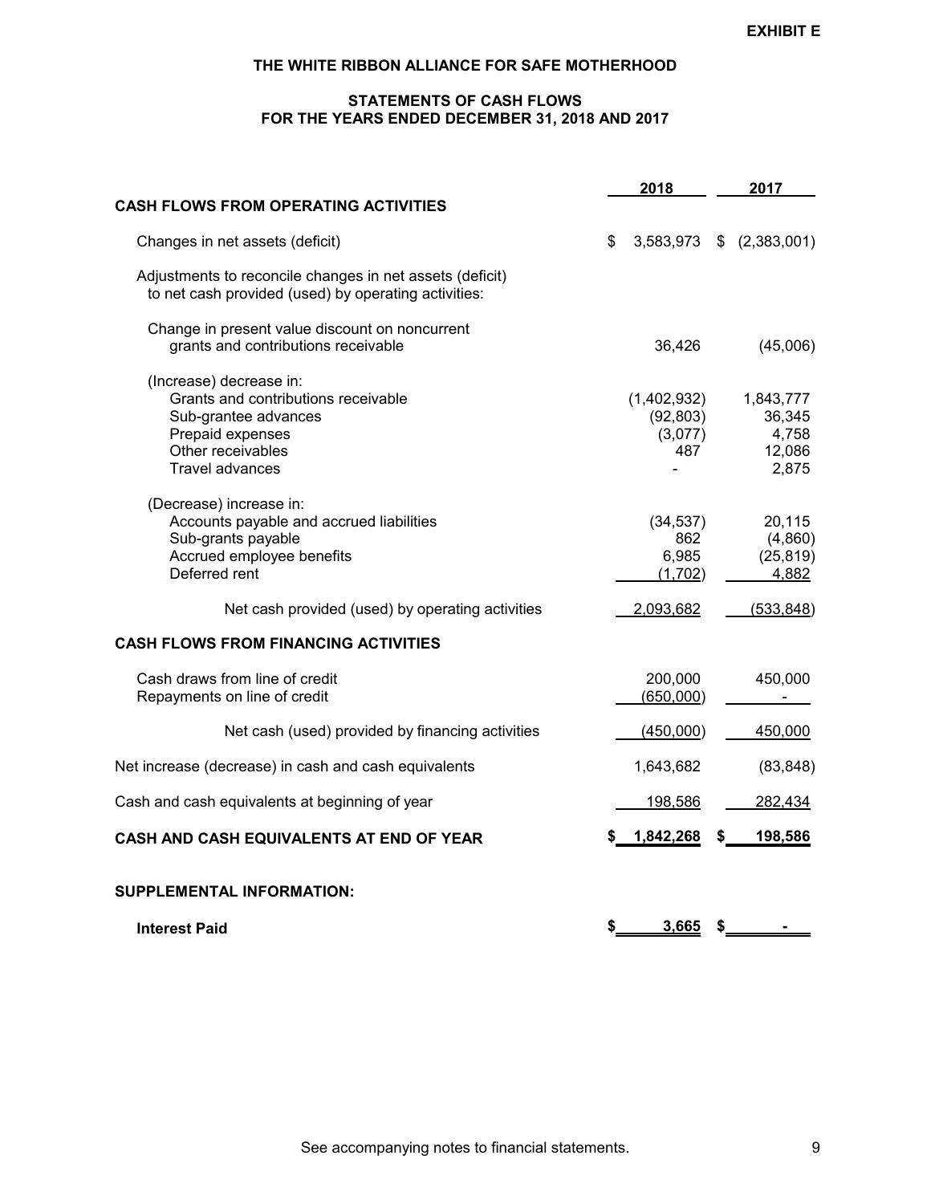**EXHIBIT E**

# THE WHITE RIBBON ALLIANCE FOR SAFE MOTHERHOOD

## STATEMENTS OF CASH FLOWS
## FOR THE YEARS ENDED DECEMBER 31, 2018 AND 2017

| | 2018 | 2017 |
|---|---|---|
| **CASH FLOWS FROM OPERATING ACTIVITIES** | | |
| Changes in net assets (deficit) | $ 3,583,973 | $ (2,383,001) |
| Adjustments to reconcile changes in net assets (deficit) to net cash provided (used) by operating activities: | | |
| Change in present value discount on noncurrent grants and contributions receivable | 36,426 | (45,006) |
| (Increase) decrease in: | | |
| Grants and contributions receivable | (1,402,932) | 1,843,777 |
| Sub-grantee advances | (92,803) | 36,345 |
| Prepaid expenses | (3,077) | 4,758 |
| Other receivables | 487 | 12,086 |
| Travel advances | - | 2,875 |
| (Decrease) increase in: | | |
| Accounts payable and accrued liabilities | (34,537) | 20,115 |
| Sub-grants payable | 862 | (4,860) |
| Accrued employee benefits | 6,985 | (25,819) |
| Deferred rent | (1,702) | 4,882 |
| Net cash provided (used) by operating activities | 2,093,682 | (533,848) |
| **CASH FLOWS FROM FINANCING ACTIVITIES** | | |
| Cash draws from line of credit | 200,000 | 450,000 |
| Repayments on line of credit | (650,000) | - |
| Net cash (used) provided by financing activities | (450,000) | 450,000 |
| Net increase (decrease) in cash and cash equivalents | 1,643,682 | (83,848) |
| Cash and cash equivalents at beginning of year | 198,586 | 282,434 |
| **CASH AND CASH EQUIVALENTS AT END OF YEAR** | **$ 1,842,268** | **$ 198,586** |
| **SUPPLEMENTAL INFORMATION:** | | |
| **Interest Paid** | **$ 3,665** | **$ -** |

See accompanying notes to financial statements.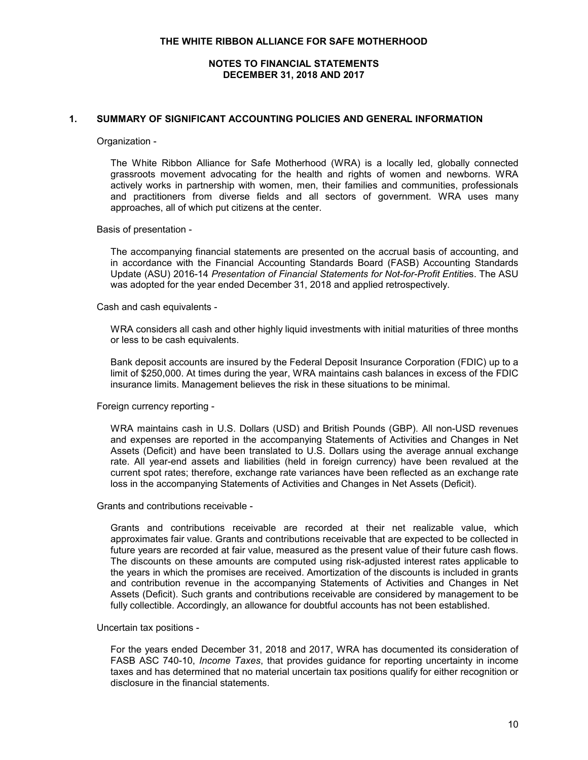**THE WHITE RIBBON ALLIANCE FOR SAFE MOTHERHOOD**

**NOTES TO FINANCIAL STATEMENTS**
**DECEMBER 31, 2018 AND 2017**

## 1. SUMMARY OF SIGNIFICANT ACCOUNTING POLICIES AND GENERAL INFORMATION

Organization -

The White Ribbon Alliance for Safe Motherhood (WRA) is a locally led, globally connected grassroots movement advocating for the health and rights of women and newborns. WRA actively works in partnership with women, men, their families and communities, professionals and practitioners from diverse fields and all sectors of government. WRA uses many approaches, all of which put citizens at the center.

Basis of presentation -

The accompanying financial statements are presented on the accrual basis of accounting, and in accordance with the Financial Accounting Standards Board (FASB) Accounting Standards Update (ASU) 2016-14 *Presentation of Financial Statements for Not-for-Profit Entities*. The ASU was adopted for the year ended December 31, 2018 and applied retrospectively.

Cash and cash equivalents -

WRA considers all cash and other highly liquid investments with initial maturities of three months or less to be cash equivalents.

Bank deposit accounts are insured by the Federal Deposit Insurance Corporation (FDIC) up to a limit of $250,000. At times during the year, WRA maintains cash balances in excess of the FDIC insurance limits. Management believes the risk in these situations to be minimal.

Foreign currency reporting -

WRA maintains cash in U.S. Dollars (USD) and British Pounds (GBP). All non-USD revenues and expenses are reported in the accompanying Statements of Activities and Changes in Net Assets (Deficit) and have been translated to U.S. Dollars using the average annual exchange rate. All year-end assets and liabilities (held in foreign currency) have been revalued at the current spot rates; therefore, exchange rate variances have been reflected as an exchange rate loss in the accompanying Statements of Activities and Changes in Net Assets (Deficit).

Grants and contributions receivable -

Grants and contributions receivable are recorded at their net realizable value, which approximates fair value. Grants and contributions receivable that are expected to be collected in future years are recorded at fair value, measured as the present value of their future cash flows. The discounts on these amounts are computed using risk-adjusted interest rates applicable to the years in which the promises are received. Amortization of the discounts is included in grants and contribution revenue in the accompanying Statements of Activities and Changes in Net Assets (Deficit). Such grants and contributions receivable are considered by management to be fully collectible. Accordingly, an allowance for doubtful accounts has not been established.

Uncertain tax positions -

For the years ended December 31, 2018 and 2017, WRA has documented its consideration of FASB ASC 740-10, *Income Taxes*, that provides guidance for reporting uncertainty in income taxes and has determined that no material uncertain tax positions qualify for either recognition or disclosure in the financial statements.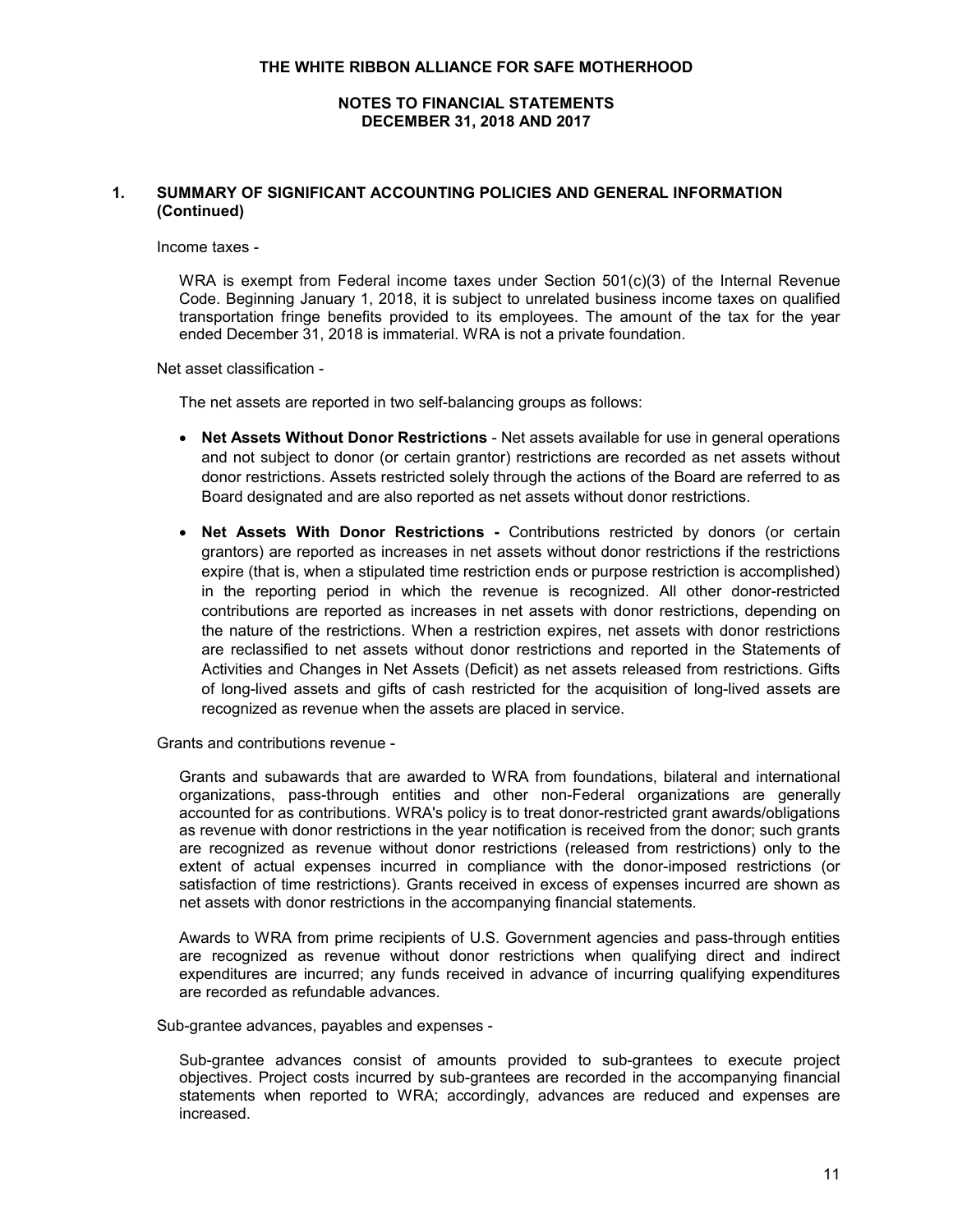## 1. SUMMARY OF SIGNIFICANT ACCOUNTING POLICIES AND GENERAL INFORMATION (Continued)

Income taxes -

WRA is exempt from Federal income taxes under Section 501(c)(3) of the Internal Revenue Code. Beginning January 1, 2018, it is subject to unrelated business income taxes on qualified transportation fringe benefits provided to its employees. The amount of the tax for the year ended December 31, 2018 is immaterial. WRA is not a private foundation.

Net asset classification -

The net assets are reported in two self-balancing groups as follows:

- **Net Assets Without Donor Restrictions** - Net assets available for use in general operations and not subject to donor (or certain grantor) restrictions are recorded as net assets without donor restrictions. Assets restricted solely through the actions of the Board are referred to as Board designated and are also reported as net assets without donor restrictions.
- **Net Assets With Donor Restrictions -** Contributions restricted by donors (or certain grantors) are reported as increases in net assets without donor restrictions if the restrictions expire (that is, when a stipulated time restriction ends or purpose restriction is accomplished) in the reporting period in which the revenue is recognized. All other donor-restricted contributions are reported as increases in net assets with donor restrictions, depending on the nature of the restrictions. When a restriction expires, net assets with donor restrictions are reclassified to net assets without donor restrictions and reported in the Statements of Activities and Changes in Net Assets (Deficit) as net assets released from restrictions. Gifts of long-lived assets and gifts of cash restricted for the acquisition of long-lived assets are recognized as revenue when the assets are placed in service.

Grants and contributions revenue -

Grants and subawards that are awarded to WRA from foundations, bilateral and international organizations, pass-through entities and other non-Federal organizations are generally accounted for as contributions. WRA's policy is to treat donor-restricted grant awards/obligations as revenue with donor restrictions in the year notification is received from the donor; such grants are recognized as revenue without donor restrictions (released from restrictions) only to the extent of actual expenses incurred in compliance with the donor-imposed restrictions (or satisfaction of time restrictions). Grants received in excess of expenses incurred are shown as net assets with donor restrictions in the accompanying financial statements.

Awards to WRA from prime recipients of U.S. Government agencies and pass-through entities are recognized as revenue without donor restrictions when qualifying direct and indirect expenditures are incurred; any funds received in advance of incurring qualifying expenditures are recorded as refundable advances.

Sub-grantee advances, payables and expenses -

Sub-grantee advances consist of amounts provided to sub-grantees to execute project objectives. Project costs incurred by sub-grantees are recorded in the accompanying financial statements when reported to WRA; accordingly, advances are reduced and expenses are increased.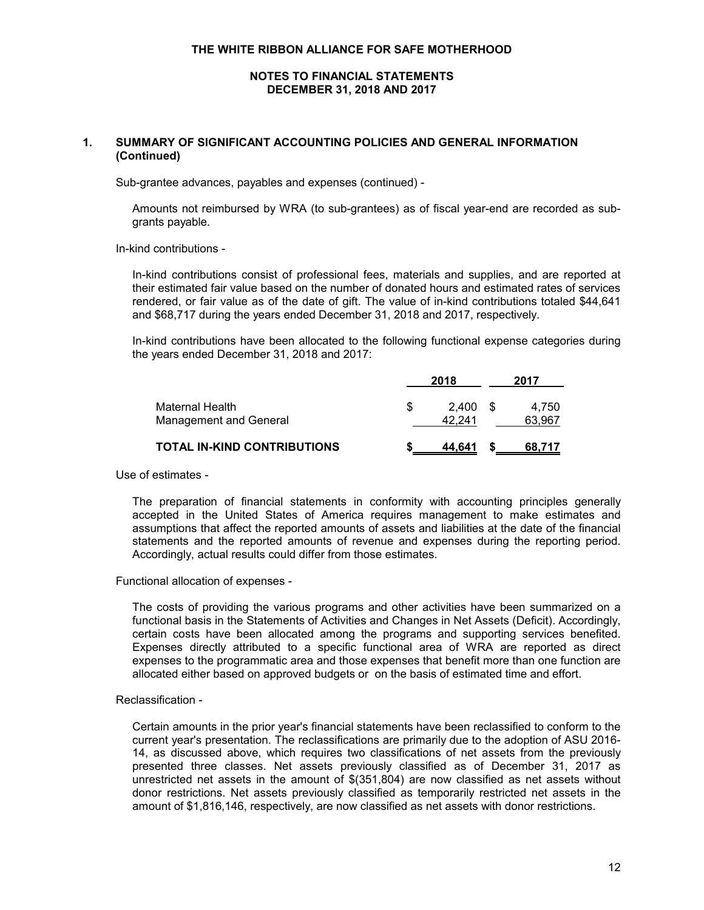**THE WHITE RIBBON ALLIANCE FOR SAFE MOTHERHOOD**

**NOTES TO FINANCIAL STATEMENTS**
**DECEMBER 31, 2018 AND 2017**

## 1. SUMMARY OF SIGNIFICANT ACCOUNTING POLICIES AND GENERAL INFORMATION (Continued)

Sub-grantee advances, payables and expenses (continued) -

Amounts not reimbursed by WRA (to sub-grantees) as of fiscal year-end are recorded as sub-grants payable.

In-kind contributions -

In-kind contributions consist of professional fees, materials and supplies, and are reported at their estimated fair value based on the number of donated hours and estimated rates of services rendered, or fair value as of the date of gift. The value of in-kind contributions totaled $44,641 and $68,717 during the years ended December 31, 2018 and 2017, respectively.

In-kind contributions have been allocated to the following functional expense categories during the years ended December 31, 2018 and 2017:

| | 2018 | 2017 |
|---|---|---|
| Maternal Health | $ 2,400 | $ 4,750 |
| Management and General | 42,241 | 63,967 |
| **TOTAL IN-KIND CONTRIBUTIONS** | **$ 44,641** | **$ 68,717** |

Use of estimates -

The preparation of financial statements in conformity with accounting principles generally accepted in the United States of America requires management to make estimates and assumptions that affect the reported amounts of assets and liabilities at the date of the financial statements and the reported amounts of revenue and expenses during the reporting period. Accordingly, actual results could differ from those estimates.

Functional allocation of expenses -

The costs of providing the various programs and other activities have been summarized on a functional basis in the Statements of Activities and Changes in Net Assets (Deficit). Accordingly, certain costs have been allocated among the programs and supporting services benefited. Expenses directly attributed to a specific functional area of WRA are reported as direct expenses to the programmatic area and those expenses that benefit more than one function are allocated either based on approved budgets or on the basis of estimated time and effort.

Reclassification -

Certain amounts in the prior year's financial statements have been reclassified to conform to the current year's presentation. The reclassifications are primarily due to the adoption of ASU 2016-14, as discussed above, which requires two classifications of net assets from the previously presented three classes. Net assets previously classified as of December 31, 2017 as unrestricted net assets in the amount of $(351,804) are now classified as net assets without donor restrictions. Net assets previously classified as temporarily restricted net assets in the amount of $1,816,146, respectively, are now classified as net assets with donor restrictions.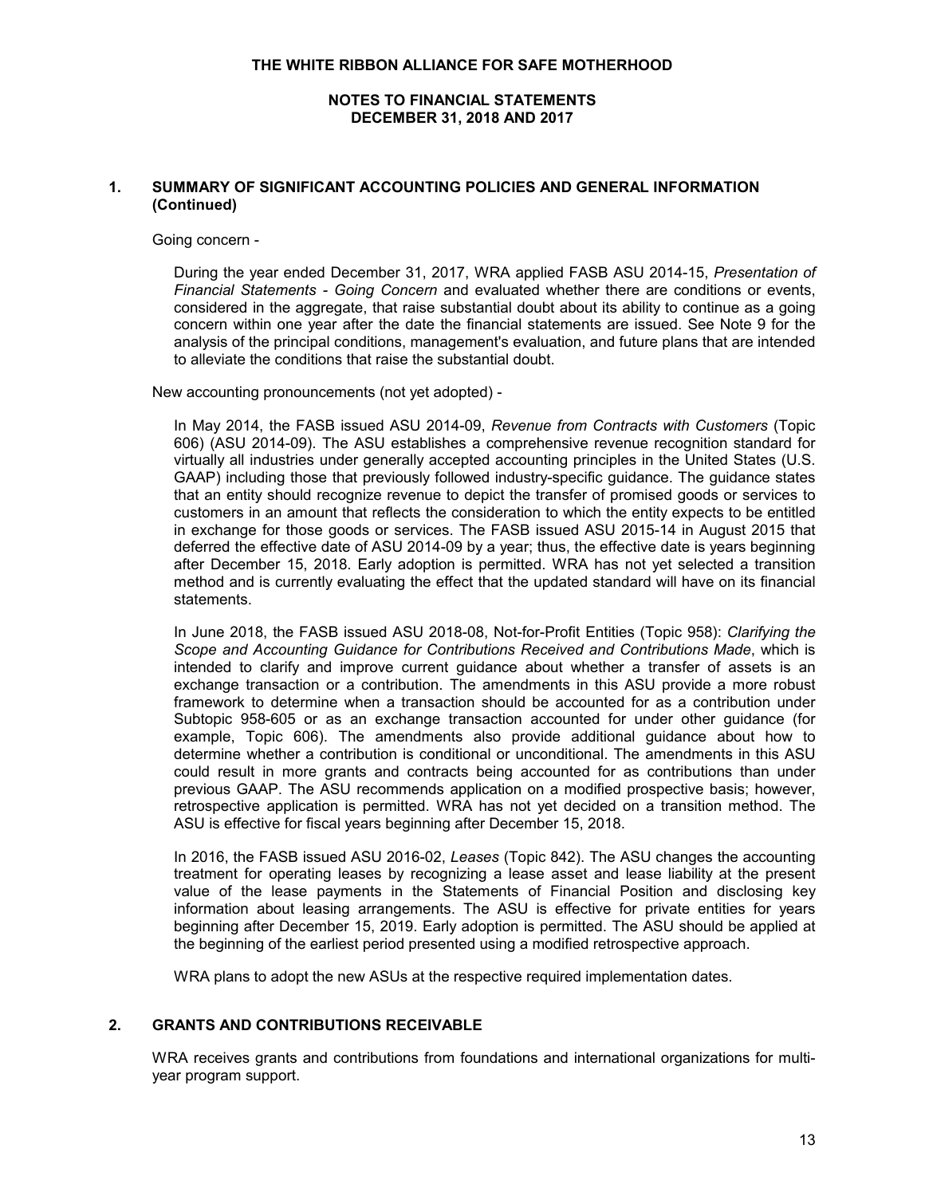## 1. SUMMARY OF SIGNIFICANT ACCOUNTING POLICIES AND GENERAL INFORMATION (Continued)

Going concern -

During the year ended December 31, 2017, WRA applied FASB ASU 2014-15, *Presentation of Financial Statements - Going Concern* and evaluated whether there are conditions or events, considered in the aggregate, that raise substantial doubt about its ability to continue as a going concern within one year after the date the financial statements are issued. See Note 9 for the analysis of the principal conditions, management's evaluation, and future plans that are intended to alleviate the conditions that raise the substantial doubt.

New accounting pronouncements (not yet adopted) -

In May 2014, the FASB issued ASU 2014-09, *Revenue from Contracts with Customers* (Topic 606) (ASU 2014-09). The ASU establishes a comprehensive revenue recognition standard for virtually all industries under generally accepted accounting principles in the United States (U.S. GAAP) including those that previously followed industry-specific guidance. The guidance states that an entity should recognize revenue to depict the transfer of promised goods or services to customers in an amount that reflects the consideration to which the entity expects to be entitled in exchange for those goods or services. The FASB issued ASU 2015-14 in August 2015 that deferred the effective date of ASU 2014-09 by a year; thus, the effective date is years beginning after December 15, 2018. Early adoption is permitted. WRA has not yet selected a transition method and is currently evaluating the effect that the updated standard will have on its financial statements.

In June 2018, the FASB issued ASU 2018-08, Not-for-Profit Entities (Topic 958): *Clarifying the Scope and Accounting Guidance for Contributions Received and Contributions Made*, which is intended to clarify and improve current guidance about whether a transfer of assets is an exchange transaction or a contribution. The amendments in this ASU provide a more robust framework to determine when a transaction should be accounted for as a contribution under Subtopic 958-605 or as an exchange transaction accounted for under other guidance (for example, Topic 606). The amendments also provide additional guidance about how to determine whether a contribution is conditional or unconditional. The amendments in this ASU could result in more grants and contracts being accounted for as contributions than under previous GAAP. The ASU recommends application on a modified prospective basis; however, retrospective application is permitted. WRA has not yet decided on a transition method. The ASU is effective for fiscal years beginning after December 15, 2018.

In 2016, the FASB issued ASU 2016-02, *Leases* (Topic 842). The ASU changes the accounting treatment for operating leases by recognizing a lease asset and lease liability at the present value of the lease payments in the Statements of Financial Position and disclosing key information about leasing arrangements. The ASU is effective for private entities for years beginning after December 15, 2019. Early adoption is permitted. The ASU should be applied at the beginning of the earliest period presented using a modified retrospective approach.

WRA plans to adopt the new ASUs at the respective required implementation dates.

## 2. GRANTS AND CONTRIBUTIONS RECEIVABLE

WRA receives grants and contributions from foundations and international organizations for multi-year program support.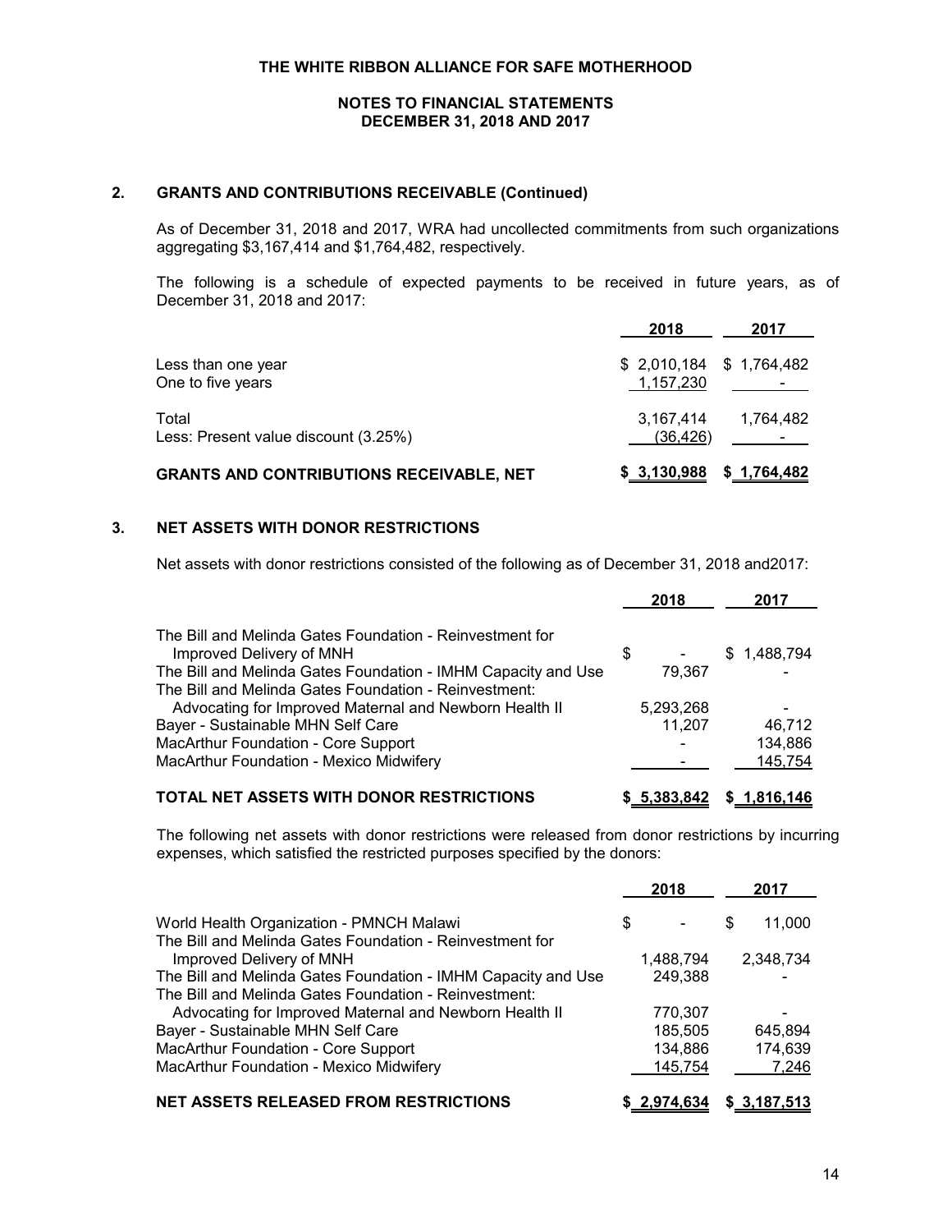# THE WHITE RIBBON ALLIANCE FOR SAFE MOTHERHOOD

## NOTES TO FINANCIAL STATEMENTS
## DECEMBER 31, 2018 AND 2017

### 2. GRANTS AND CONTRIBUTIONS RECEIVABLE (Continued)

As of December 31, 2018 and 2017, WRA had uncollected commitments from such organizations aggregating $3,167,414 and $1,764,482, respectively.

The following is a schedule of expected payments to be received in future years, as of December 31, 2018 and 2017:

| | 2018 | 2017 |
|---|---|---|
| Less than one year | $ 2,010,184 | $ 1,764,482 |
| One to five years | 1,157,230 | - |
| Total | 3,167,414 | 1,764,482 |
| Less: Present value discount (3.25%) | (36,426) | - |
| **GRANTS AND CONTRIBUTIONS RECEIVABLE, NET** | **$ 3,130,988** | **$ 1,764,482** |

### 3. NET ASSETS WITH DONOR RESTRICTIONS

Net assets with donor restrictions consisted of the following as of December 31, 2018 and2017:

| | 2018 | 2017 |
|---|---|---|
| The Bill and Melinda Gates Foundation - Reinvestment for Improved Delivery of MNH | $ - | $ 1,488,794 |
| The Bill and Melinda Gates Foundation - IMHM Capacity and Use | 79,367 | - |
| The Bill and Melinda Gates Foundation - Reinvestment: Advocating for Improved Maternal and Newborn Health II | 5,293,268 | - |
| Bayer - Sustainable MHN Self Care | 11,207 | 46,712 |
| MacArthur Foundation - Core Support | - | 134,886 |
| MacArthur Foundation - Mexico Midwifery | - | 145,754 |
| **TOTAL NET ASSETS WITH DONOR RESTRICTIONS** | **$ 5,383,842** | **$ 1,816,146** |

The following net assets with donor restrictions were released from donor restrictions by incurring expenses, which satisfied the restricted purposes specified by the donors:

| | 2018 | 2017 |
|---|---|---|
| World Health Organization - PMNCH Malawi | $ - | $ 11,000 |
| The Bill and Melinda Gates Foundation - Reinvestment for Improved Delivery of MNH | 1,488,794 | 2,348,734 |
| The Bill and Melinda Gates Foundation - IMHM Capacity and Use | 249,388 | - |
| The Bill and Melinda Gates Foundation - Reinvestment: Advocating for Improved Maternal and Newborn Health II | 770,307 | - |
| Bayer - Sustainable MHN Self Care | 185,505 | 645,894 |
| MacArthur Foundation - Core Support | 134,886 | 174,639 |
| MacArthur Foundation - Mexico Midwifery | 145,754 | 7,246 |
| **NET ASSETS RELEASED FROM RESTRICTIONS** | **$ 2,974,634** | **$ 3,187,513** |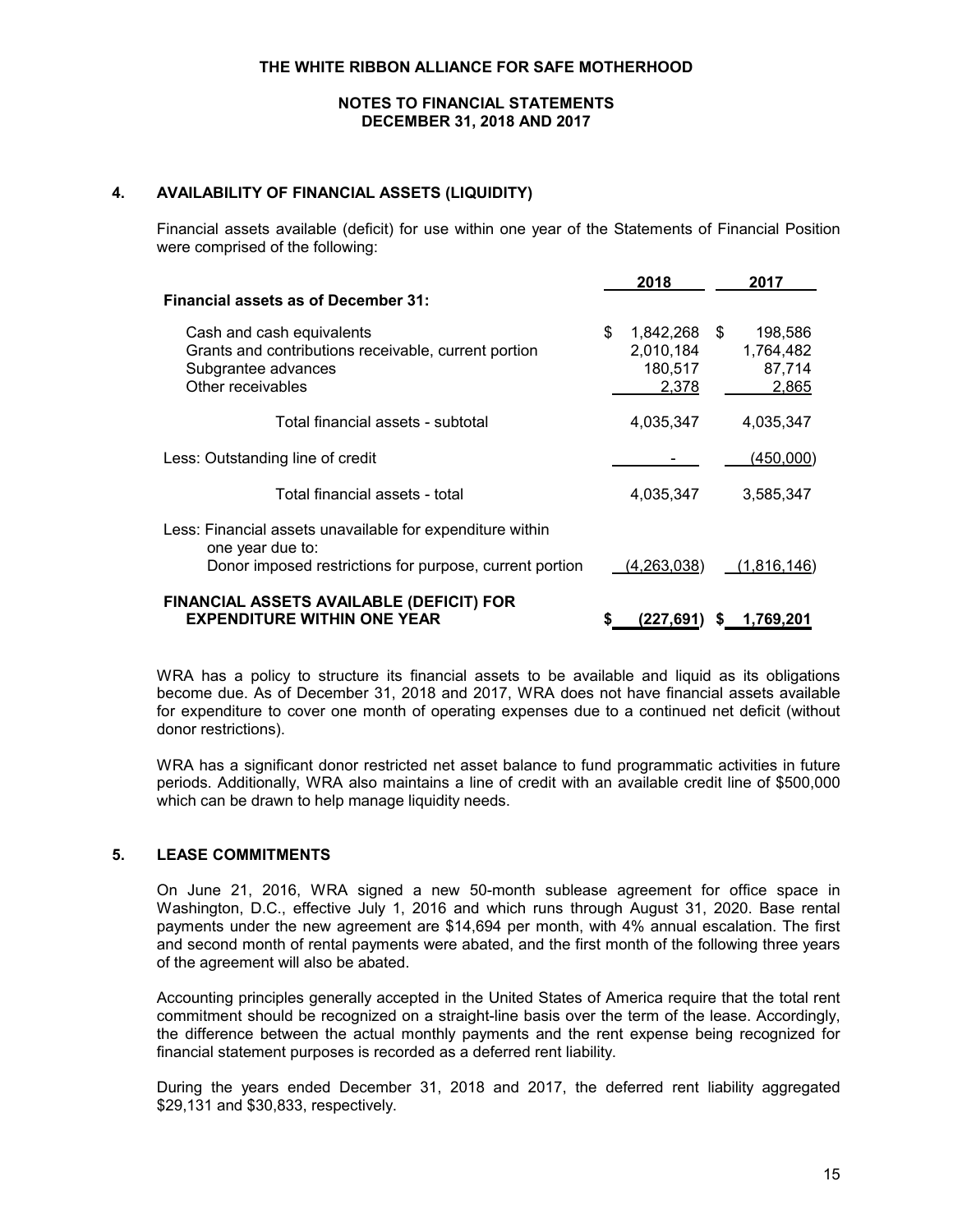## 4. AVAILABILITY OF FINANCIAL ASSETS (LIQUIDITY)

Financial assets available (deficit) for use within one year of the Statements of Financial Position were comprised of the following:

| | 2018 | 2017 |
|---|---|---|
| **Financial assets as of December 31:** | | |
| Cash and cash equivalents | $ 1,842,268 | $ 198,586 |
| Grants and contributions receivable, current portion | 2,010,184 | 1,764,482 |
| Subgrantee advances | 180,517 | 87,714 |
| Other receivables | 2,378 | 2,865 |
| Total financial assets - subtotal | 4,035,347 | 4,035,347 |
| Less: Outstanding line of credit | - | (450,000) |
| Total financial assets - total | 4,035,347 | 3,585,347 |
| Less: Financial assets unavailable for expenditure within one year due to: | | |
| Donor imposed restrictions for purpose, current portion | (4,263,038) | (1,816,146) |
| **FINANCIAL ASSETS AVAILABLE (DEFICIT) FOR EXPENDITURE WITHIN ONE YEAR** | **$ (227,691)** | **$ 1,769,201** |

WRA has a policy to structure its financial assets to be available and liquid as its obligations become due. As of December 31, 2018 and 2017, WRA does not have financial assets available for expenditure to cover one month of operating expenses due to a continued net deficit (without donor restrictions).

WRA has a significant donor restricted net asset balance to fund programmatic activities in future periods. Additionally, WRA also maintains a line of credit with an available credit line of $500,000 which can be drawn to help manage liquidity needs.

## 5. LEASE COMMITMENTS

On June 21, 2016, WRA signed a new 50-month sublease agreement for office space in Washington, D.C., effective July 1, 2016 and which runs through August 31, 2020. Base rental payments under the new agreement are $14,694 per month, with 4% annual escalation. The first and second month of rental payments were abated, and the first month of the following three years of the agreement will also be abated.

Accounting principles generally accepted in the United States of America require that the total rent commitment should be recognized on a straight-line basis over the term of the lease. Accordingly, the difference between the actual monthly payments and the rent expense being recognized for financial statement purposes is recorded as a deferred rent liability.

During the years ended December 31, 2018 and 2017, the deferred rent liability aggregated $29,131 and $30,833, respectively.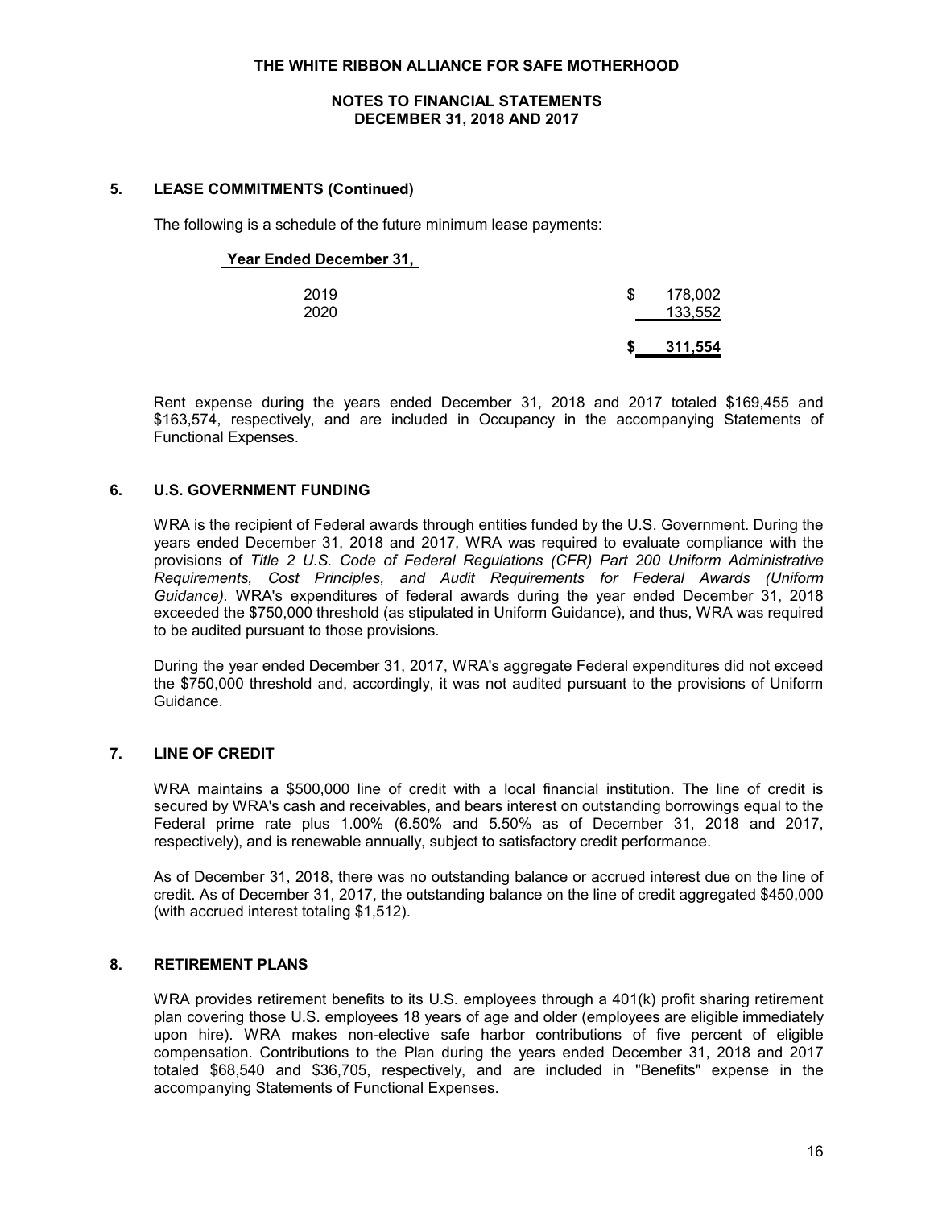THE WHITE RIBBON ALLIANCE FOR SAFE MOTHERHOOD

NOTES TO FINANCIAL STATEMENTS
DECEMBER 31, 2018 AND 2017

### 5. LEASE COMMITMENTS (Continued)

The following is a schedule of the future minimum lease payments:

| Year Ended December 31, | |
|---|---|
| 2019 | $ 178,002 |
| 2020 | 133,552 |
| | **$ 311,554** |

Rent expense during the years ended December 31, 2018 and 2017 totaled $169,455 and $163,574, respectively, and are included in Occupancy in the accompanying Statements of Functional Expenses.

### 6. U.S. GOVERNMENT FUNDING

WRA is the recipient of Federal awards through entities funded by the U.S. Government. During the years ended December 31, 2018 and 2017, WRA was required to evaluate compliance with the provisions of *Title 2 U.S. Code of Federal Regulations (CFR) Part 200 Uniform Administrative Requirements, Cost Principles, and Audit Requirements for Federal Awards (Uniform Guidance)*. WRA's expenditures of federal awards during the year ended December 31, 2018 exceeded the $750,000 threshold (as stipulated in Uniform Guidance), and thus, WRA was required to be audited pursuant to those provisions.

During the year ended December 31, 2017, WRA's aggregate Federal expenditures did not exceed the $750,000 threshold and, accordingly, it was not audited pursuant to the provisions of Uniform Guidance.

### 7. LINE OF CREDIT

WRA maintains a $500,000 line of credit with a local financial institution. The line of credit is secured by WRA's cash and receivables, and bears interest on outstanding borrowings equal to the Federal prime rate plus 1.00% (6.50% and 5.50% as of December 31, 2018 and 2017, respectively), and is renewable annually, subject to satisfactory credit performance.

As of December 31, 2018, there was no outstanding balance or accrued interest due on the line of credit. As of December 31, 2017, the outstanding balance on the line of credit aggregated $450,000 (with accrued interest totaling $1,512).

### 8. RETIREMENT PLANS

WRA provides retirement benefits to its U.S. employees through a 401(k) profit sharing retirement plan covering those U.S. employees 18 years of age and older (employees are eligible immediately upon hire). WRA makes non-elective safe harbor contributions of five percent of eligible compensation. Contributions to the Plan during the years ended December 31, 2018 and 2017 totaled $68,540 and $36,705, respectively, and are included in "Benefits" expense in the accompanying Statements of Functional Expenses.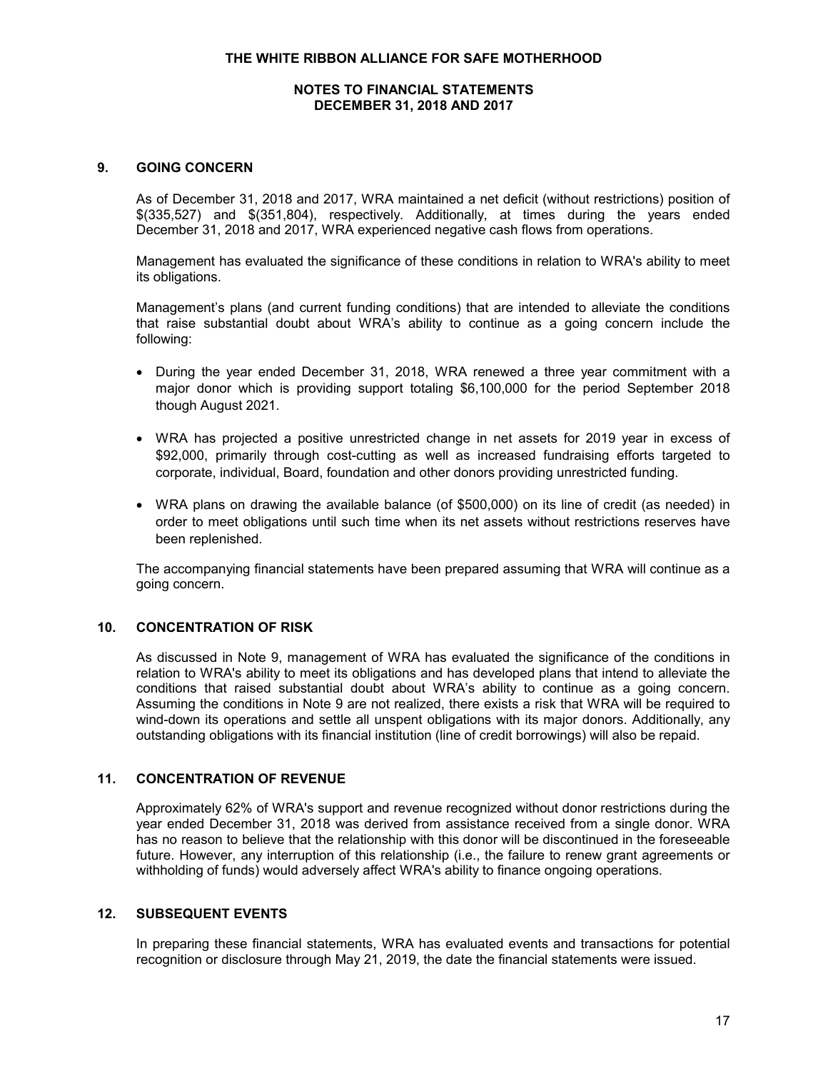## 9. GOING CONCERN

As of December 31, 2018 and 2017, WRA maintained a net deficit (without restrictions) position of $(335,527) and $(351,804), respectively. Additionally, at times during the years ended December 31, 2018 and 2017, WRA experienced negative cash flows from operations.

Management has evaluated the significance of these conditions in relation to WRA's ability to meet its obligations.

Management's plans (and current funding conditions) that are intended to alleviate the conditions that raise substantial doubt about WRA's ability to continue as a going concern include the following:

- During the year ended December 31, 2018, WRA renewed a three year commitment with a major donor which is providing support totaling $6,100,000 for the period September 2018 though August 2021.
- WRA has projected a positive unrestricted change in net assets for 2019 year in excess of $92,000, primarily through cost-cutting as well as increased fundraising efforts targeted to corporate, individual, Board, foundation and other donors providing unrestricted funding.
- WRA plans on drawing the available balance (of $500,000) on its line of credit (as needed) in order to meet obligations until such time when its net assets without restrictions reserves have been replenished.

The accompanying financial statements have been prepared assuming that WRA will continue as a going concern.

## 10. CONCENTRATION OF RISK

As discussed in Note 9, management of WRA has evaluated the significance of the conditions in relation to WRA's ability to meet its obligations and has developed plans that intend to alleviate the conditions that raised substantial doubt about WRA's ability to continue as a going concern. Assuming the conditions in Note 9 are not realized, there exists a risk that WRA will be required to wind-down its operations and settle all unspent obligations with its major donors. Additionally, any outstanding obligations with its financial institution (line of credit borrowings) will also be repaid.

## 11. CONCENTRATION OF REVENUE

Approximately 62% of WRA's support and revenue recognized without donor restrictions during the year ended December 31, 2018 was derived from assistance received from a single donor. WRA has no reason to believe that the relationship with this donor will be discontinued in the foreseeable future. However, any interruption of this relationship (i.e., the failure to renew grant agreements or withholding of funds) would adversely affect WRA's ability to finance ongoing operations.

## 12. SUBSEQUENT EVENTS

In preparing these financial statements, WRA has evaluated events and transactions for potential recognition or disclosure through May 21, 2019, the date the financial statements were issued.